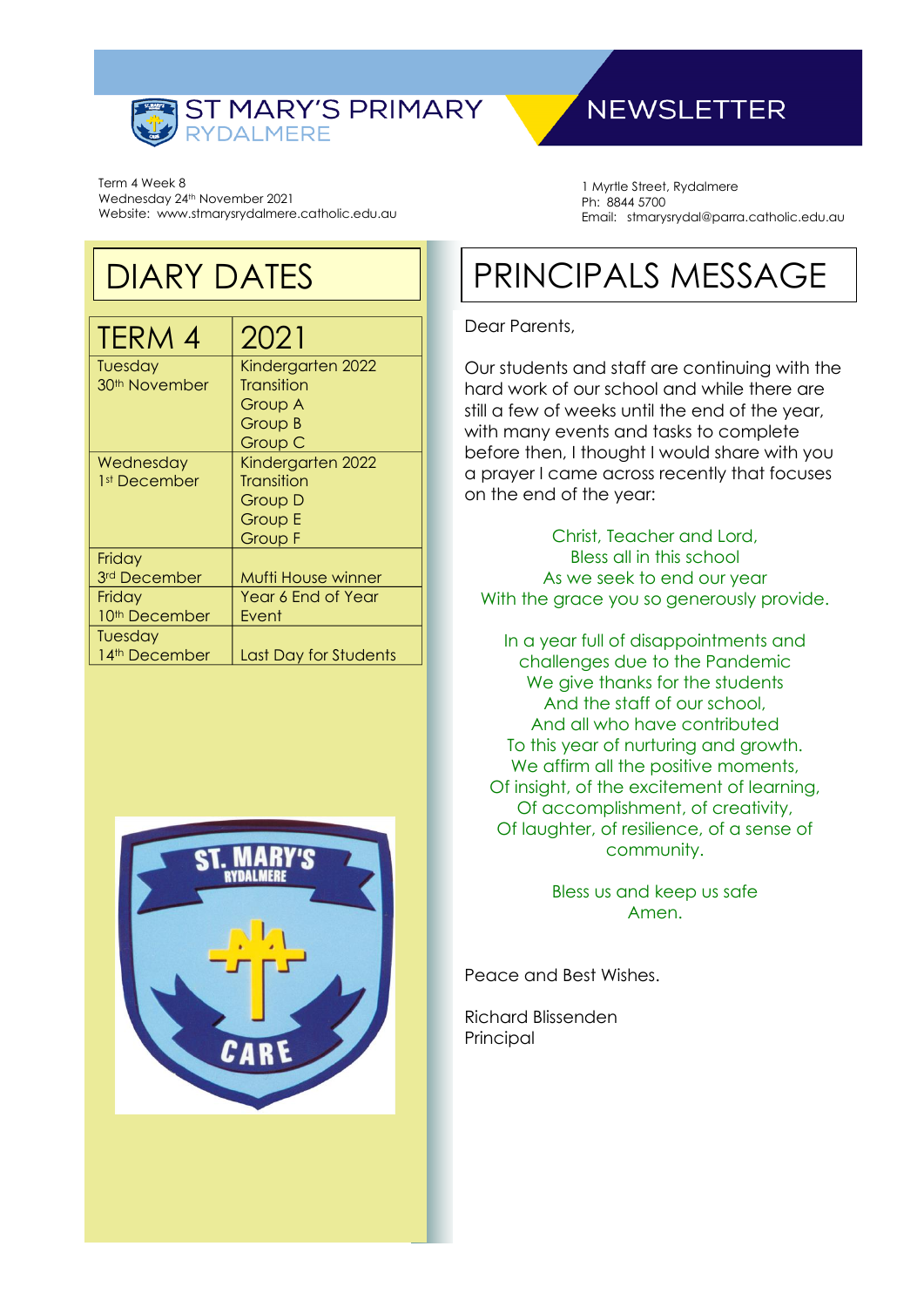# ST MARY'S PRIMARY RYDALMERE

# NEWSLETTER

Term 4 Week 8
Wednesday 24th November 2021
Website: www.stmarysrydalmere.catholic.edu.au

1 Myrtle Street, Rydalmere
Ph: 8844 5700
Email: stmarysrydal@parra.catholic.edu.au

## DIARY DATES

| TERM 4 | 2021 |
|---|---|
| Tuesday 30th November | Kindergarten 2022 Transition Group A Group B Group C |
| Wednesday 1st December | Kindergarten 2022 Transition Group D Group E Group F |
| Friday 3rd December | Mufti House winner |
| Friday 10th December | Year 6 End of Year Event |
| Tuesday 14th December | Last Day for Students |

## PRINCIPALS MESSAGE

Dear Parents,

Our students and staff are continuing with the hard work of our school and while there are still a few of weeks until the end of the year, with many events and tasks to complete before then, I thought I would share with you a prayer I came across recently that focuses on the end of the year:

Christ, Teacher and Lord,
Bless all in this school
As we seek to end our year
With the grace you so generously provide.

In a year full of disappointments and challenges due to the Pandemic
We give thanks for the students
And the staff of our school,
And all who have contributed
To this year of nurturing and growth.
We affirm all the positive moments,
Of insight, of the excitement of learning,
Of accomplishment, of creativity,
Of laughter, of resilience, of a sense of community.

Bless us and keep us safe
Amen.

Peace and Best Wishes.

Richard Blissenden
Principal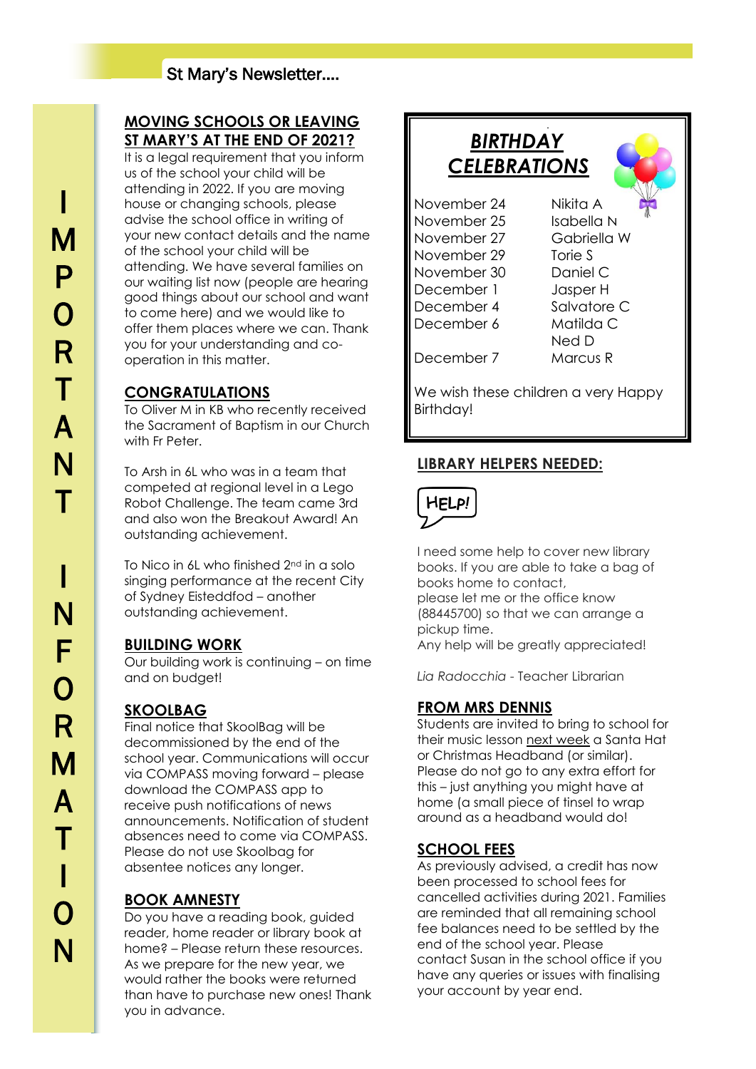IMPORTANT INFORMATION

## MOVING SCHOOLS OR LEAVING ST MARY'S AT THE END OF 2021?

It is a legal requirement that you inform us of the school your child will be attending in 2022. If you are moving house or changing schools, please advise the school office in writing of your new contact details and the name of the school your child will be attending. We have several families on our waiting list now (people are hearing good things about our school and want to come here) and we would like to offer them places where we can. Thank you for your understanding and co-operation in this matter.

## CONGRATULATIONS

To Oliver M in KB who recently received the Sacrament of Baptism in our Church with Fr Peter.

To Arsh in 6L who was in a team that competed at regional level in a Lego Robot Challenge. The team came 3rd and also won the Breakout Award! An outstanding achievement.

To Nico in 6L who finished 2nd in a solo singing performance at the recent City of Sydney Eisteddfod – another outstanding achievement.

## BUILDING WORK

Our building work is continuing – on time and on budget!

## SKOOLBAG

Final notice that SkoolBag will be decommissioned by the end of the school year. Communications will occur via COMPASS moving forward – please download the COMPASS app to receive push notifications of news announcements. Notification of student absences need to come via COMPASS. Please do not use Skoolbag for absentee notices any longer.

## BOOK AMNESTY

Do you have a reading book, guided reader, home reader or library book at home? – Please return these resources. As we prepare for the new year, we would rather the books were returned than have to purchase new ones! Thank you in advance.

## *BIRTHDAY CELEBRATIONS*

| | |
|---|---|
| November 24 | Nikita A |
| November 25 | Isabella N |
| November 27 | Gabriella W |
| November 29 | Torie S |
| November 30 | Daniel C |
| December 1 | Jasper H |
| December 4 | Salvatore C |
| December 6 | Matilda C |
| | Ned D |
| December 7 | Marcus R |

We wish these children a very Happy Birthday!

## LIBRARY HELPERS NEEDED:

HELP!

I need some help to cover new library books. If you are able to take a bag of books home to contact, please let me or the office know (88445700) so that we can arrange a pickup time.
Any help will be greatly appreciated!

*Lia Radocchia* - Teacher Librarian

## FROM MRS DENNIS

Students are invited to bring to school for their music lesson next week a Santa Hat or Christmas Headband (or similar). Please do not go to any extra effort for this – just anything you might have at home (a small piece of tinsel to wrap around as a headband would do!

## SCHOOL FEES

As previously advised, a credit has now been processed to school fees for cancelled activities during 2021. Families are reminded that all remaining school fee balances need to be settled by the end of the school year. Please contact Susan in the school office if you have any queries or issues with finalising your account by year end.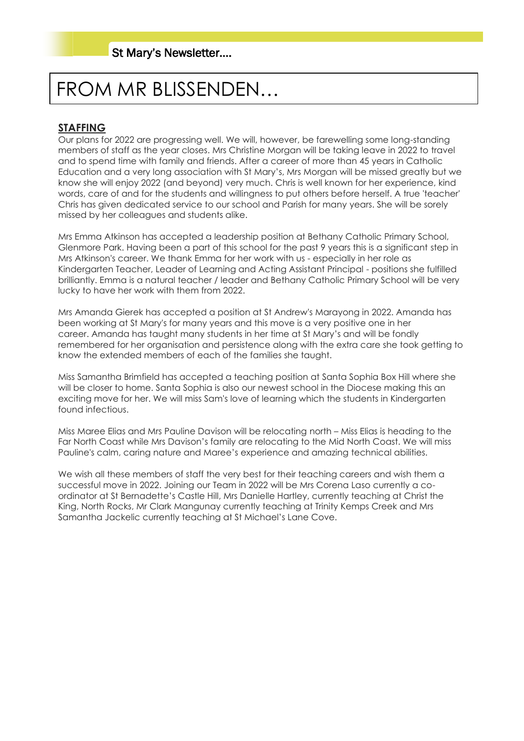# FROM MR BLISSENDEN…

## STAFFING

Our plans for 2022 are progressing well. We will, however, be farewelling some long-standing members of staff as the year closes. Mrs Christine Morgan will be taking leave in 2022 to travel and to spend time with family and friends. After a career of more than 45 years in Catholic Education and a very long association with St Mary's, Mrs Morgan will be missed greatly but we know she will enjoy 2022 (and beyond) very much. Chris is well known for her experience, kind words, care of and for the students and willingness to put others before herself. A true 'teacher' Chris has given dedicated service to our school and Parish for many years. She will be sorely missed by her colleagues and students alike.

Mrs Emma Atkinson has accepted a leadership position at Bethany Catholic Primary School, Glenmore Park. Having been a part of this school for the past 9 years this is a significant step in Mrs Atkinson's career. We thank Emma for her work with us - especially in her role as Kindergarten Teacher, Leader of Learning and Acting Assistant Principal - positions she fulfilled brilliantly. Emma is a natural teacher / leader and Bethany Catholic Primary School will be very lucky to have her work with them from 2022.

Mrs Amanda Gierek has accepted a position at St Andrew's Marayong in 2022. Amanda has been working at St Mary's for many years and this move is a very positive one in her career. Amanda has taught many students in her time at St Mary's and will be fondly remembered for her organisation and persistence along with the extra care she took getting to know the extended members of each of the families she taught.

Miss Samantha Brimfield has accepted a teaching position at Santa Sophia Box Hill where she will be closer to home. Santa Sophia is also our newest school in the Diocese making this an exciting move for her. We will miss Sam's love of learning which the students in Kindergarten found infectious.

Miss Maree Elias and Mrs Pauline Davison will be relocating north – Miss Elias is heading to the Far North Coast while Mrs Davison's family are relocating to the Mid North Coast. We will miss Pauline's calm, caring nature and Maree's experience and amazing technical abilities.

We wish all these members of staff the very best for their teaching careers and wish them a successful move in 2022. Joining our Team in 2022 will be Mrs Corena Laso currently a co-ordinator at St Bernadette's Castle Hill, Mrs Danielle Hartley, currently teaching at Christ the King, North Rocks, Mr Clark Mangunay currently teaching at Trinity Kemps Creek and Mrs Samantha Jackelic currently teaching at St Michael's Lane Cove.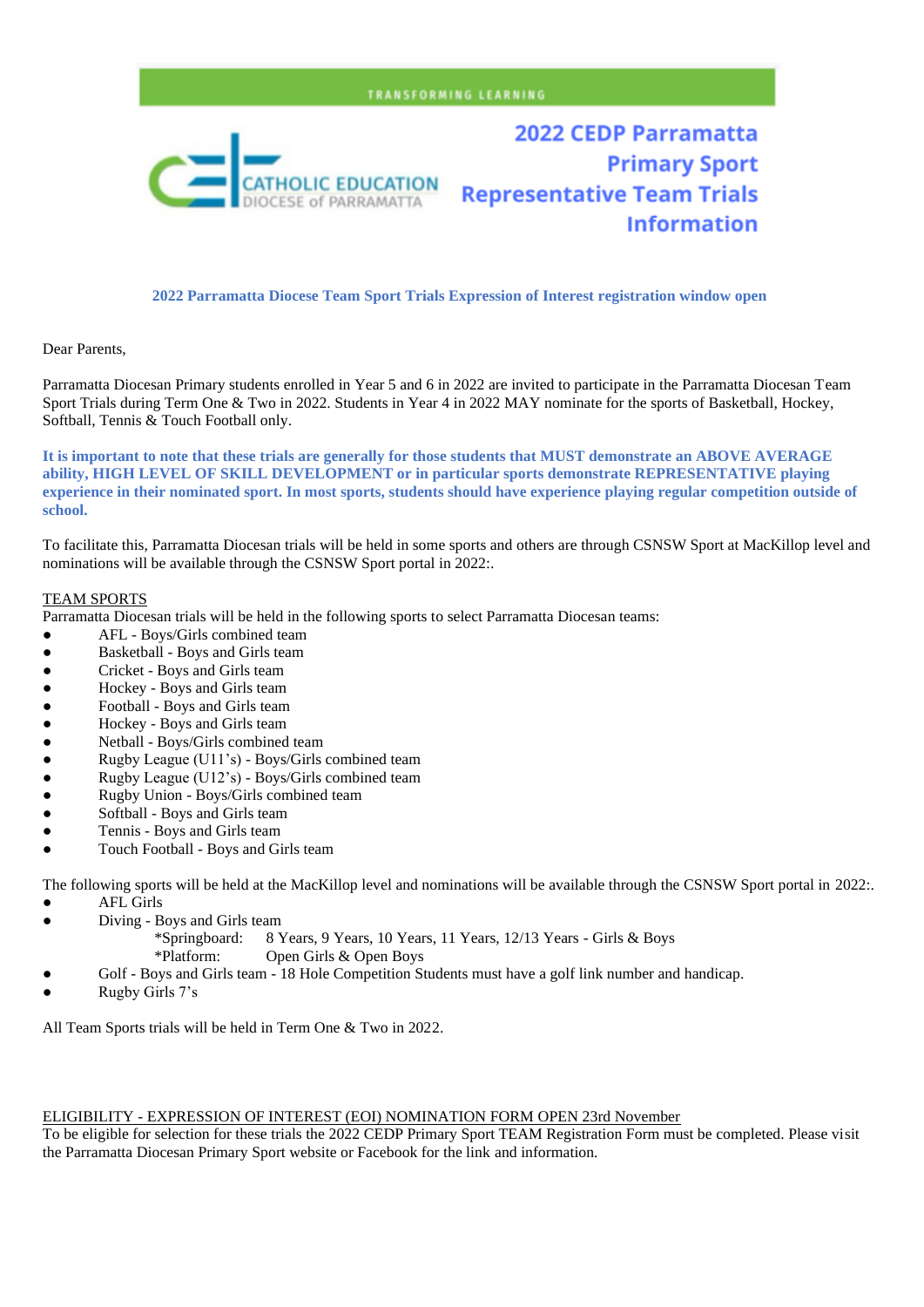TRANSFORMING LEARNING

CATHOLIC EDUCATION DIOCESE of PARRAMATTA

# 2022 CEDP Parramatta Primary Sport Representative Team Trials Information

**2022 Parramatta Diocese Team Sport Trials Expression of Interest registration window open**

Dear Parents,

Parramatta Diocesan Primary students enrolled in Year 5 and 6 in 2022 are invited to participate in the Parramatta Diocesan Team Sport Trials during Term One & Two in 2022. Students in Year 4 in 2022 MAY nominate for the sports of Basketball, Hockey, Softball, Tennis & Touch Football only.

**It is important to note that these trials are generally for those students that MUST demonstrate an ABOVE AVERAGE ability, HIGH LEVEL OF SKILL DEVELOPMENT or in particular sports demonstrate REPRESENTATIVE playing experience in their nominated sport. In most sports, students should have experience playing regular competition outside of school.**

To facilitate this, Parramatta Diocesan trials will be held in some sports and others are through CSNSW Sport at MacKillop level and nominations will be available through the CSNSW Sport portal in 2022:.

TEAM SPORTS

Parramatta Diocesan trials will be held in the following sports to select Parramatta Diocesan teams:

- AFL - Boys/Girls combined team
- Basketball - Boys and Girls team
- Cricket - Boys and Girls team
- Hockey - Boys and Girls team
- Football - Boys and Girls team
- Hockey - Boys and Girls team
- Netball - Boys/Girls combined team
- Rugby League (U11's) - Boys/Girls combined team
- Rugby League (U12's) - Boys/Girls combined team
- Rugby Union - Boys/Girls combined team
- Softball - Boys and Girls team
- Tennis - Boys and Girls team
- Touch Football - Boys and Girls team

The following sports will be held at the MacKillop level and nominations will be available through the CSNSW Sport portal in 2022:.

- AFL Girls
- Diving - Boys and Girls team
  - *Springboard: 8 Years, 9 Years, 10 Years, 11 Years, 12/13 Years - Girls & Boys
  - *Platform: Open Girls & Open Boys
- Golf - Boys and Girls team - 18 Hole Competition Students must have a golf link number and handicap.
- Rugby Girls 7's

All Team Sports trials will be held in Term One & Two in 2022.

ELIGIBILITY - EXPRESSION OF INTEREST (EOI) NOMINATION FORM OPEN 23rd November

To be eligible for selection for these trials the 2022 CEDP Primary Sport TEAM Registration Form must be completed. Please visit the Parramatta Diocesan Primary Sport website or Facebook for the link and information.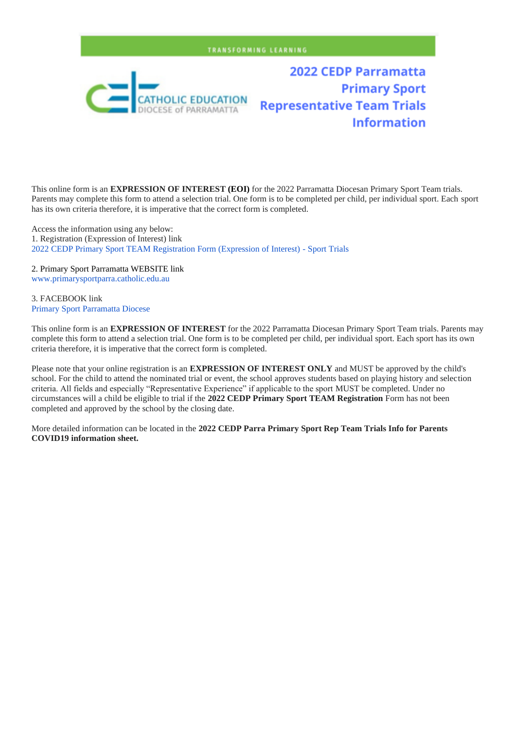TRANSFORMING LEARNING

CATHOLIC EDUCATION
DIOCESE of PARRAMATTA

# 2022 CEDP Parramatta Primary Sport Representative Team Trials Information

This online form is an **EXPRESSION OF INTEREST (EOI)** for the 2022 Parramatta Diocesan Primary Sport Team trials. Parents may complete this form to attend a selection trial. One form is to be completed per child, per individual sport. Each sport has its own criteria therefore, it is imperative that the correct form is completed.

Access the information using any below:
1. Registration (Expression of Interest) link
2022 CEDP Primary Sport TEAM Registration Form (Expression of Interest) - Sport Trials

2. Primary Sport Parramatta WEBSITE link
www.primarysportparra.catholic.edu.au

3. FACEBOOK link
Primary Sport Parramatta Diocese

This online form is an **EXPRESSION OF INTEREST** for the 2022 Parramatta Diocesan Primary Sport Team trials. Parents may complete this form to attend a selection trial. One form is to be completed per child, per individual sport. Each sport has its own criteria therefore, it is imperative that the correct form is completed.

Please note that your online registration is an **EXPRESSION OF INTEREST ONLY** and MUST be approved by the child's school. For the child to attend the nominated trial or event, the school approves students based on playing history and selection criteria. All fields and especially "Representative Experience" if applicable to the sport MUST be completed. Under no circumstances will a child be eligible to trial if the **2022 CEDP Primary Sport TEAM Registration** Form has not been completed and approved by the school by the closing date.

More detailed information can be located in the **2022 CEDP Parra Primary Sport Rep Team Trials Info for Parents COVID19 information sheet.**